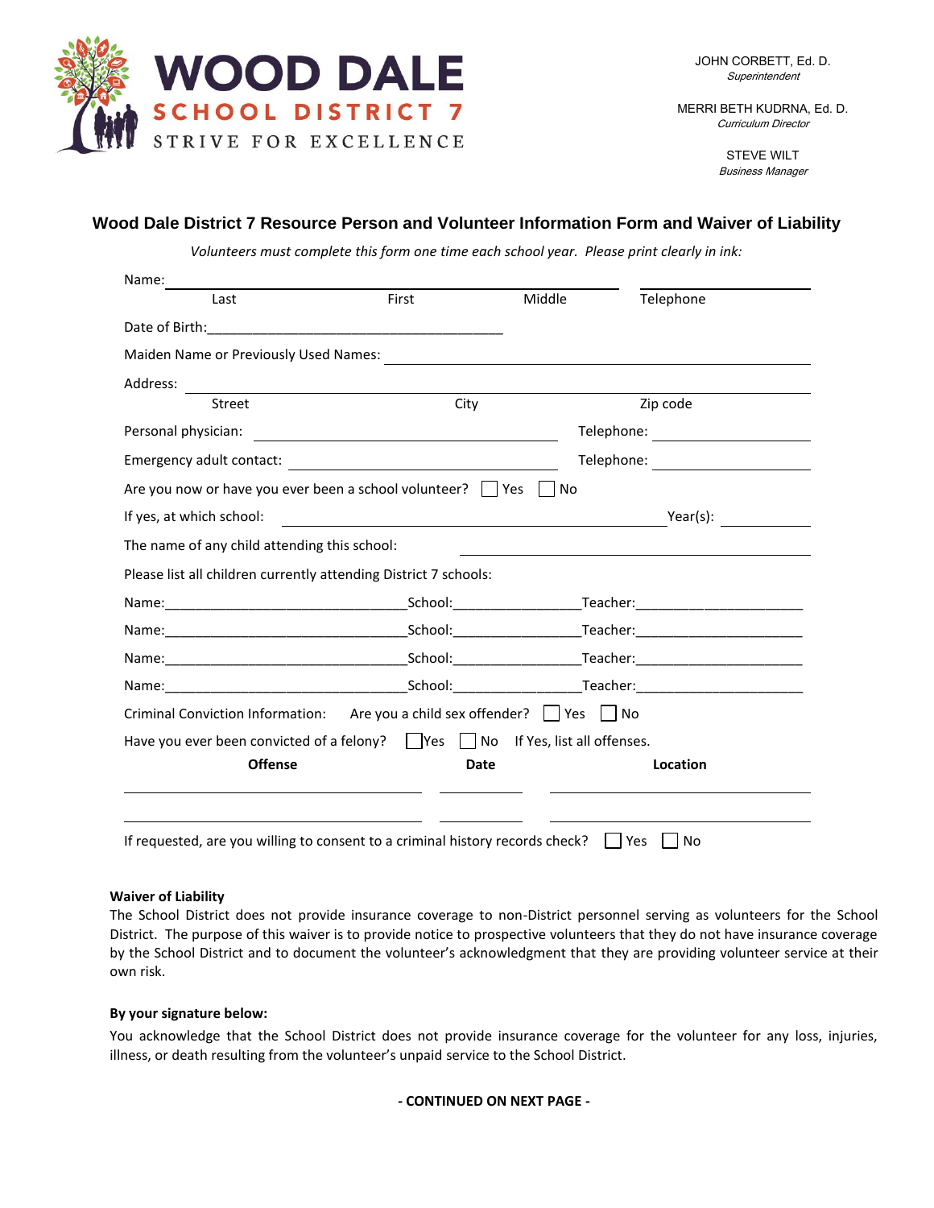# WOOD DALE
## SCHOOL DISTRICT 7
STRIVE FOR EXCELLENCE

JOHN CORBETT, Ed. D.
*Superintendent*

MERRI BETH KUDRNA, Ed. D.
*Curriculum Director*

STEVE WILT
*Business Manager*

## Wood Dale District 7 Resource Person and Volunteer Information Form and Waiver of Liability

*Volunteers must complete this form one time each school year. Please print clearly in ink:*

Name: ______________________________________________ ____________________
Last First Middle Telephone

Date of Birth:_______________________________________

Maiden Name or Previously Used Names: ______________________________________

Address: ______________________________________________________________
Street City Zip code

Personal physician: ______________________________ Telephone: ________________

Emergency adult contact: __________________________ Telephone: ________________

Are you now or have you ever been a school volunteer? ☐ Yes ☐ No

If yes, at which school: ______________________________________ Year(s): __________

The name of any child attending this school: ______________________________________

Please list all children currently attending District 7 schools:

Name:_______________________________School:________________Teacher:_____________________

Name:_______________________________School:________________Teacher:_____________________

Name:_______________________________School:________________Teacher:_____________________

Name:_______________________________School:________________Teacher:_____________________

Criminal Conviction Information: Are you a child sex offender? ☐ Yes ☐ No

Have you ever been convicted of a felony? ☐ Yes ☐ No If Yes, list all offenses.

| Offense | Date | Location |
|---|---|---|
| | | |
| | | |

If requested, are you willing to consent to a criminal history records check? ☐ Yes ☐ No

**Waiver of Liability**

The School District does not provide insurance coverage to non-District personnel serving as volunteers for the School District. The purpose of this waiver is to provide notice to prospective volunteers that they do not have insurance coverage by the School District and to document the volunteer's acknowledgment that they are providing volunteer service at their own risk.

**By your signature below:**

You acknowledge that the School District does not provide insurance coverage for the volunteer for any loss, injuries, illness, or death resulting from the volunteer's unpaid service to the School District.

**- CONTINUED ON NEXT PAGE -**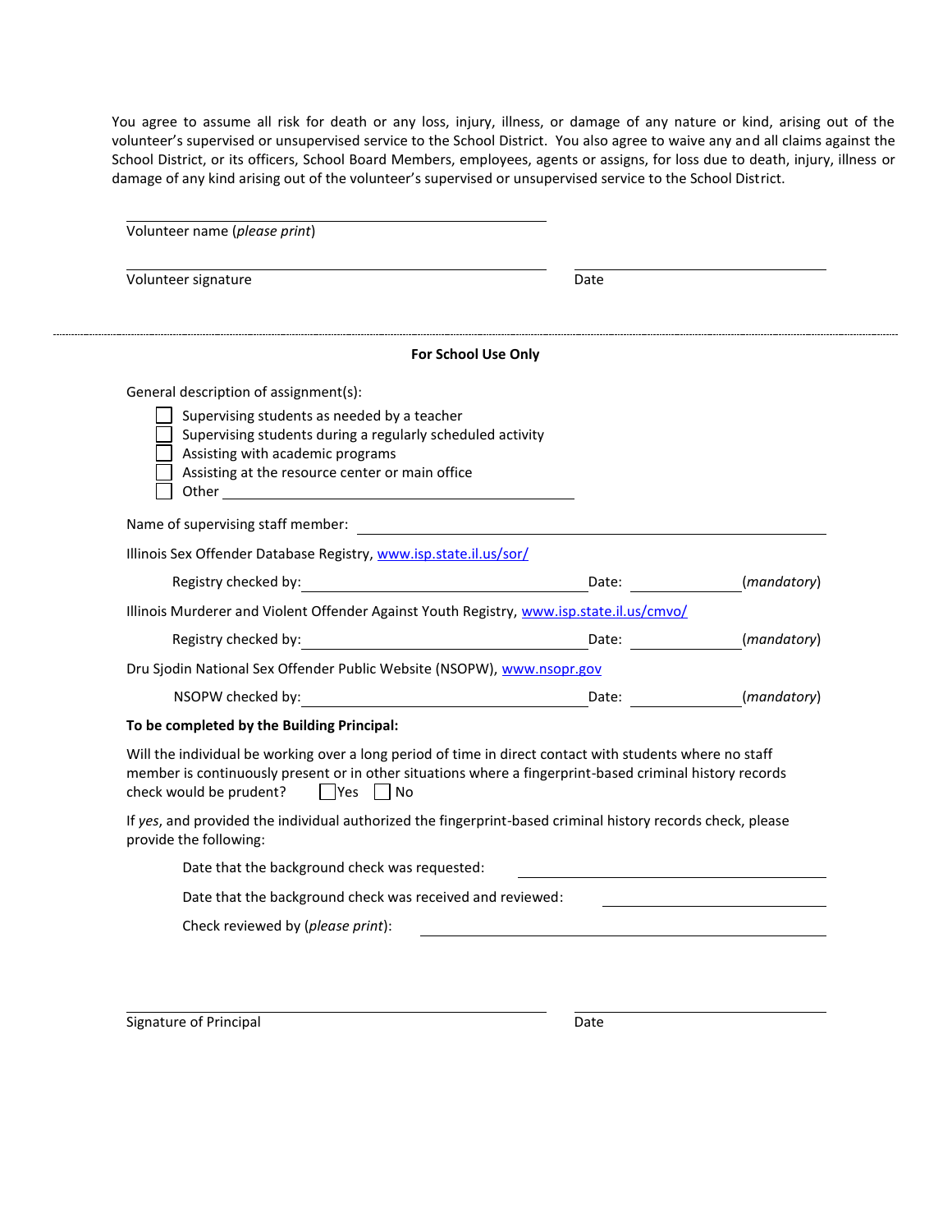You agree to assume all risk for death or any loss, injury, illness, or damage of any nature or kind, arising out of the volunteer's supervised or unsupervised service to the School District. You also agree to waive any and all claims against the School District, or its officers, School Board Members, employees, agents or assigns, for loss due to death, injury, illness or damage of any kind arising out of the volunteer's supervised or unsupervised service to the School District.

\_\_\_\_\_\_\_\_\_\_\_\_\_\_\_\_\_\_\_\_\_\_\_\_\_\_\_\_\_\_\_\_\_\_\_\_\_\_\_\_
Volunteer name (*please print*)

\_\_\_\_\_\_\_\_\_\_\_\_\_\_\_\_\_\_\_\_\_\_\_\_\_\_\_\_\_\_\_\_\_\_\_\_\_\_\_\_ \_\_\_\_\_\_\_\_\_\_\_\_\_\_\_\_\_\_\_\_
Volunteer signature Date

---

**For School Use Only**

General description of assignment(s):

- ☐ Supervising students as needed by a teacher
- ☐ Supervising students during a regularly scheduled activity
- ☐ Assisting with academic programs
- ☐ Assisting at the resource center or main office
- ☐ Other \_\_\_\_\_\_\_\_\_\_\_\_\_\_\_\_\_\_\_\_\_\_\_\_\_\_\_\_\_\_\_\_

Name of supervising staff member: \_\_\_\_\_\_\_\_\_\_\_\_\_\_\_\_\_\_\_\_\_\_\_\_\_\_\_\_\_\_\_\_\_\_\_\_\_\_\_\_

Illinois Sex Offender Database Registry, www.isp.state.il.us/sor/

Registry checked by: \_\_\_\_\_\_\_\_\_\_\_\_\_\_\_\_\_\_\_\_\_\_\_\_\_\_\_\_ Date: \_\_\_\_\_\_\_\_\_\_\_\_ (*mandatory*)

Illinois Murderer and Violent Offender Against Youth Registry, www.isp.state.il.us/cmvo/

Registry checked by: \_\_\_\_\_\_\_\_\_\_\_\_\_\_\_\_\_\_\_\_\_\_\_\_\_\_\_\_ Date: \_\_\_\_\_\_\_\_\_\_\_\_ (*mandatory*)

Dru Sjodin National Sex Offender Public Website (NSOPW), www.nsopr.gov

NSOPW checked by: \_\_\_\_\_\_\_\_\_\_\_\_\_\_\_\_\_\_\_\_\_\_\_\_\_\_\_\_ Date: \_\_\_\_\_\_\_\_\_\_\_\_ (*mandatory*)

**To be completed by the Building Principal:**

Will the individual be working over a long period of time in direct contact with students where no staff member is continuously present or in other situations where a fingerprint-based criminal history records check would be prudent? ☐ Yes ☐ No

If *yes*, and provided the individual authorized the fingerprint-based criminal history records check, please provide the following:

Date that the background check was requested: \_\_\_\_\_\_\_\_\_\_\_\_\_\_\_\_\_\_\_\_\_\_\_\_\_\_

Date that the background check was received and reviewed: \_\_\_\_\_\_\_\_\_\_\_\_\_\_\_\_\_\_\_\_

Check reviewed by (*please print*): \_\_\_\_\_\_\_\_\_\_\_\_\_\_\_\_\_\_\_\_\_\_\_\_\_\_\_\_\_\_\_\_

\_\_\_\_\_\_\_\_\_\_\_\_\_\_\_\_\_\_\_\_\_\_\_\_\_\_\_\_\_\_\_\_\_\_\_\_\_\_\_\_ \_\_\_\_\_\_\_\_\_\_\_\_\_\_\_\_\_\_\_\_
Signature of Principal Date